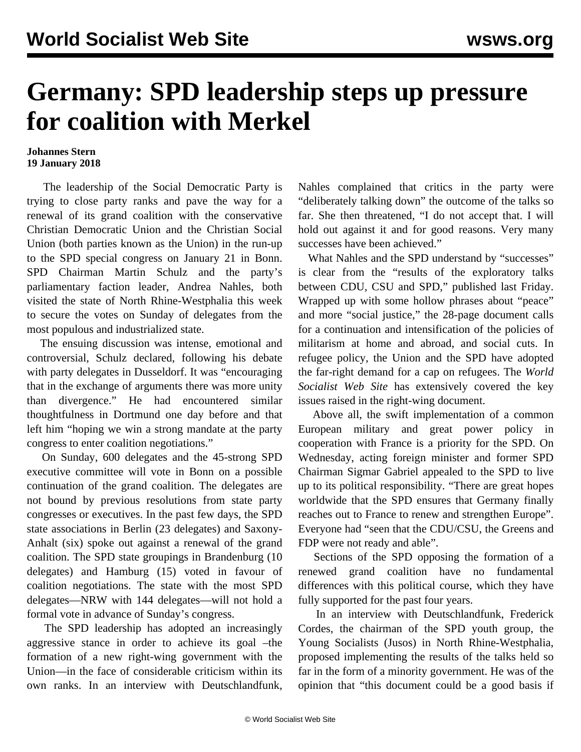# Germany: SPD leadership steps up pressure for coalition with Merkel

**Johannes Stern**
**19 January 2018**

The leadership of the Social Democratic Party is trying to close party ranks and pave the way for a renewal of its grand coalition with the conservative Christian Democratic Union and the Christian Social Union (both parties known as the Union) in the run-up to the SPD special congress on January 21 in Bonn. SPD Chairman Martin Schulz and the party's parliamentary faction leader, Andrea Nahles, both visited the state of North Rhine-Westphalia this week to secure the votes on Sunday of delegates from the most populous and industrialized state.

The ensuing discussion was intense, emotional and controversial, Schulz declared, following his debate with party delegates in Dusseldorf. It was "encouraging that in the exchange of arguments there was more unity than divergence." He had encountered similar thoughtfulness in Dortmund one day before and that left him "hoping we win a strong mandate at the party congress to enter coalition negotiations."

On Sunday, 600 delegates and the 45-strong SPD executive committee will vote in Bonn on a possible continuation of the grand coalition. The delegates are not bound by previous resolutions from state party congresses or executives. In the past few days, the SPD state associations in Berlin (23 delegates) and Saxony-Anhalt (six) spoke out against a renewal of the grand coalition. The SPD state groupings in Brandenburg (10 delegates) and Hamburg (15) voted in favour of coalition negotiations. The state with the most SPD delegates—NRW with 144 delegates—will not hold a formal vote in advance of Sunday's congress.

The SPD leadership has adopted an increasingly aggressive stance in order to achieve its goal –the formation of a new right-wing government with the Union—in the face of considerable criticism within its own ranks. In an interview with Deutschlandfunk, Nahles complained that critics in the party were "deliberately talking down" the outcome of the talks so far. She then threatened, "I do not accept that. I will hold out against it and for good reasons. Very many successes have been achieved."

What Nahles and the SPD understand by "successes" is clear from the "results of the exploratory talks between CDU, CSU and SPD," published last Friday. Wrapped up with some hollow phrases about "peace" and more "social justice," the 28-page document calls for a continuation and intensification of the policies of militarism at home and abroad, and social cuts. In refugee policy, the Union and the SPD have adopted the far-right demand for a cap on refugees. The *World Socialist Web Site* has extensively covered the key issues raised in the right-wing document.

Above all, the swift implementation of a common European military and great power policy in cooperation with France is a priority for the SPD. On Wednesday, acting foreign minister and former SPD Chairman Sigmar Gabriel appealed to the SPD to live up to its political responsibility. "There are great hopes worldwide that the SPD ensures that Germany finally reaches out to France to renew and strengthen Europe". Everyone had "seen that the CDU/CSU, the Greens and FDP were not ready and able".

Sections of the SPD opposing the formation of a renewed grand coalition have no fundamental differences with this political course, which they have fully supported for the past four years.

In an interview with Deutschlandfunk, Frederick Cordes, the chairman of the SPD youth group, the Young Socialists (Jusos) in North Rhine-Westphalia, proposed implementing the results of the talks held so far in the form of a minority government. He was of the opinion that "this document could be a good basis if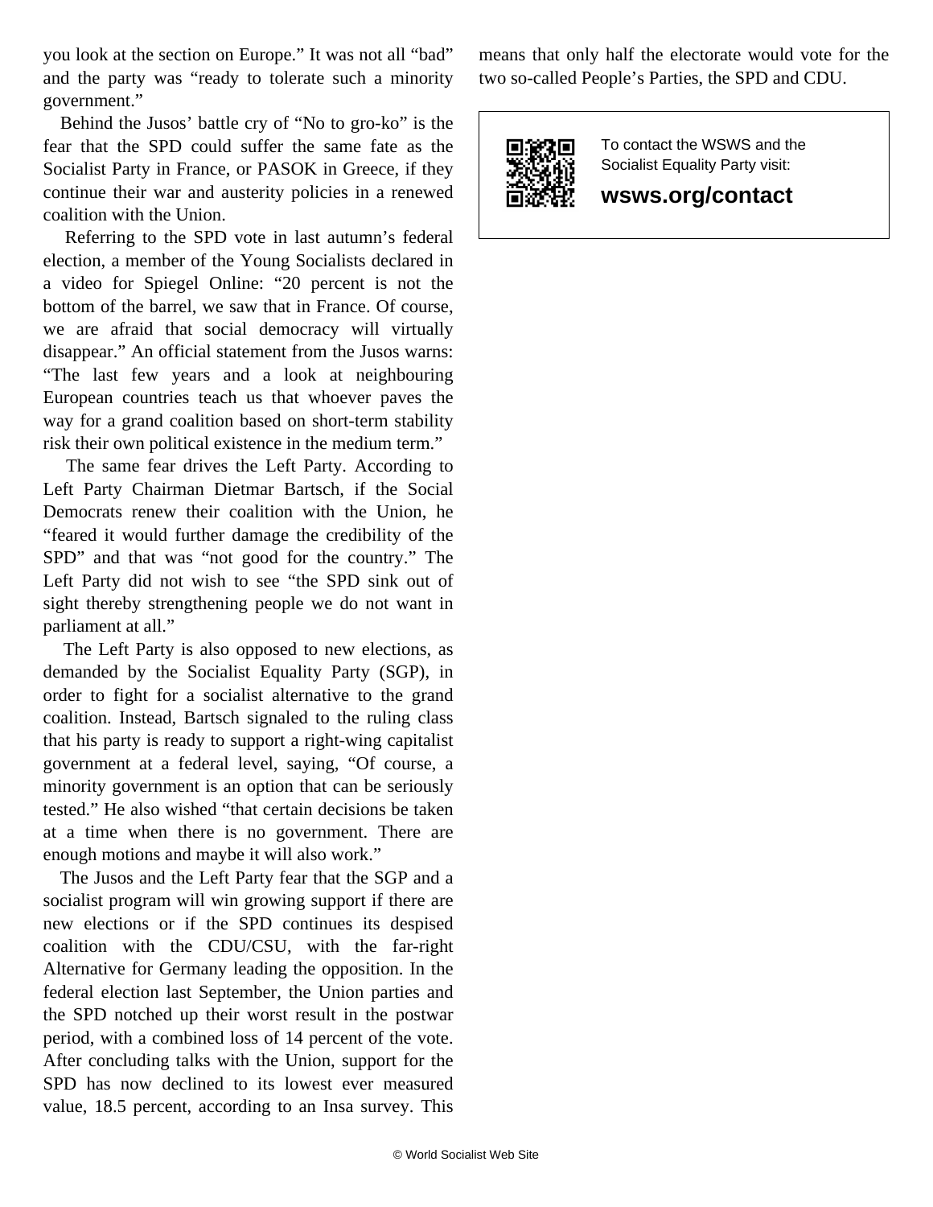you look at the section on Europe." It was not all "bad" and the party was "ready to tolerate such a minority government."

Behind the Jusos' battle cry of "No to gro-ko" is the fear that the SPD could suffer the same fate as the Socialist Party in France, or PASOK in Greece, if they continue their war and austerity policies in a renewed coalition with the Union.

Referring to the SPD vote in last autumn's federal election, a member of the Young Socialists declared in a video for Spiegel Online: "20 percent is not the bottom of the barrel, we saw that in France. Of course, we are afraid that social democracy will virtually disappear." An official statement from the Jusos warns: "The last few years and a look at neighbouring European countries teach us that whoever paves the way for a grand coalition based on short-term stability risk their own political existence in the medium term."

The same fear drives the Left Party. According to Left Party Chairman Dietmar Bartsch, if the Social Democrats renew their coalition with the Union, he "feared it would further damage the credibility of the SPD" and that was "not good for the country." The Left Party did not wish to see "the SPD sink out of sight thereby strengthening people we do not want in parliament at all."

The Left Party is also opposed to new elections, as demanded by the Socialist Equality Party (SGP), in order to fight for a socialist alternative to the grand coalition. Instead, Bartsch signaled to the ruling class that his party is ready to support a right-wing capitalist government at a federal level, saying, "Of course, a minority government is an option that can be seriously tested." He also wished "that certain decisions be taken at a time when there is no government. There are enough motions and maybe it will also work."

The Jusos and the Left Party fear that the SGP and a socialist program will win growing support if there are new elections or if the SPD continues its despised coalition with the CDU/CSU, with the far-right Alternative for Germany leading the opposition. In the federal election last September, the Union parties and the SPD notched up their worst result in the postwar period, with a combined loss of 14 percent of the vote. After concluding talks with the Union, support for the SPD has now declined to its lowest ever measured value, 18.5 percent, according to an Insa survey. This means that only half the electorate would vote for the two so-called People's Parties, the SPD and CDU.

To contact the WSWS and the Socialist Equality Party visit:

**wsws.org/contact**